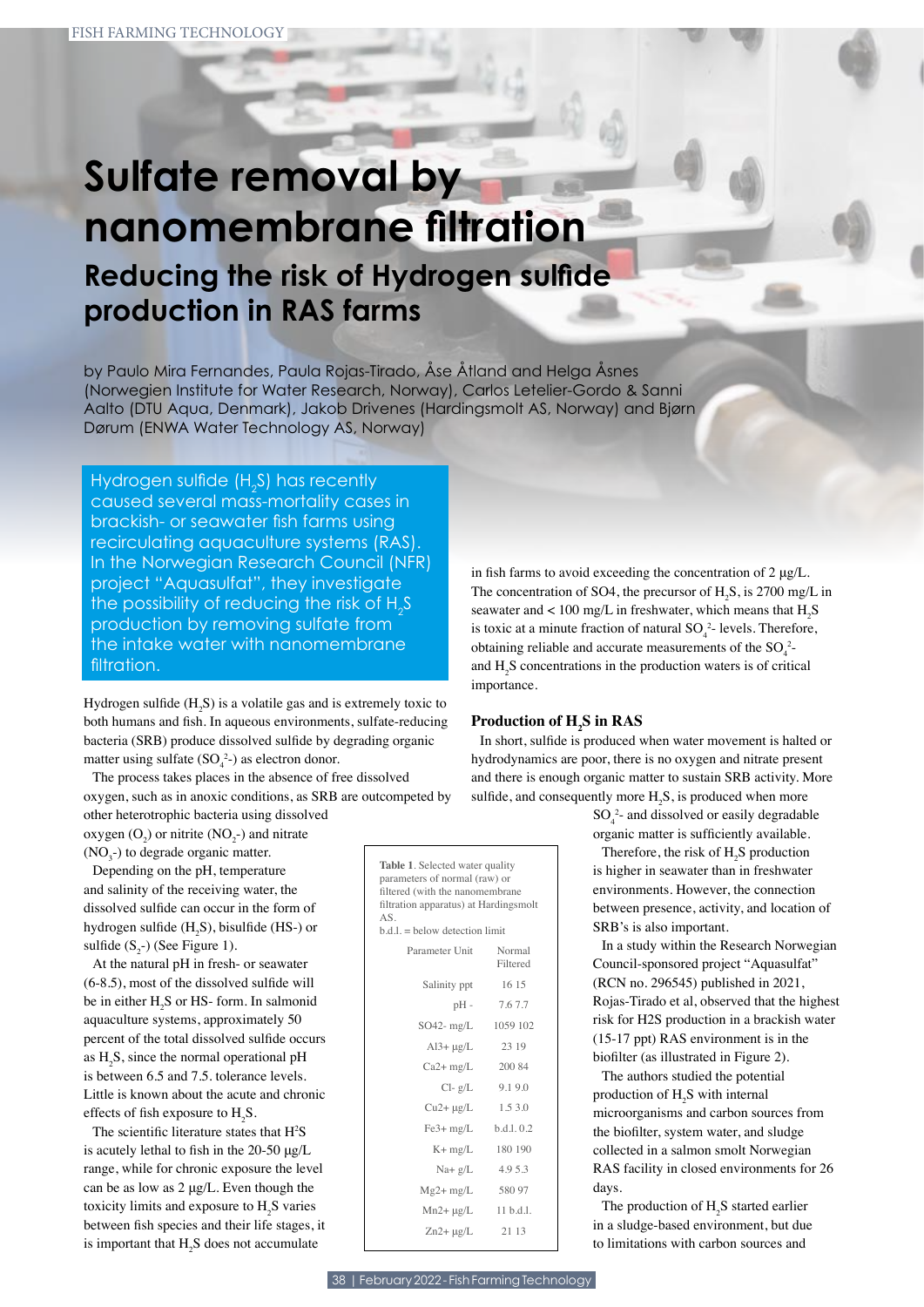# Sulfate removal by nanomembrane filtration

## Reducing the risk of Hydrogen sulfide production in RAS farms

by Paulo Mira Fernandes, Paula Rojas-Tirado, Åse Åtland and Helga Åsnes (Norwegien Institute for Water Research, Norway), Carlos Letelier-Gordo & Sanni Aalto (DTU Aqua, Denmark), Jakob Drivenes (Hardingsmolt AS, Norway) and Bjørn Dørum (ENWA Water Technology AS, Norway)

Hydrogen sulfide ($H_2S$) has recently caused several mass-mortality cases in brackish- or seawater fish farms using recirculating aquaculture systems (RAS). In the Norwegian Research Council (NFR) project "Aquasulfat", they investigate the possibility of reducing the risk of $H_2S$ production by removing sulfate from the intake water with nanomembrane filtration.

Hydrogen sulfide ($H_2S$) is a volatile gas and is extremely toxic to both humans and fish. In aqueous environments, sulfate-reducing bacteria (SRB) produce dissolved sulfide by degrading organic matter using sulfate ($SO_4^{2-}$) as electron donor.

The process takes places in the absence of free dissolved oxygen, such as in anoxic conditions, as SRB are outcompeted by other heterotrophic bacteria using dissolved oxygen ($O_2$) or nitrite ($NO_2$-) and nitrate ($NO_3$-) to degrade organic matter.

Depending on the pH, temperature and salinity of the receiving water, the dissolved sulfide can occur in the form of hydrogen sulfide ($H_2S$), bisulfide (HS-) or sulfide ($S_2$-) (See Figure 1).

At the natural pH in fresh- or seawater (6-8.5), most of the dissolved sulfide will be in either $H_2S$ or HS- form. In salmonid aquaculture systems, approximately 50 percent of the total dissolved sulfide occurs as $H_2S$, since the normal operational pH is between 6.5 and 7.5. tolerance levels. Little is known about the acute and chronic effects of fish exposure to $H_2S$.

The scientific literature states that $H^2S$ is acutely lethal to fish in the 20-50 µg/L range, while for chronic exposure the level can be as low as 2 µg/L. Even though the toxicity limits and exposure to $H_2S$ varies between fish species and their life stages, it is important that $H_2S$ does not accumulate in fish farms to avoid exceeding the concentration of 2 µg/L. The concentration of SO4, the precursor of $H_2S$, is 2700 mg/L in seawater and < 100 mg/L in freshwater, which means that $H_2S$ is toxic at a minute fraction of natural $SO_4^{2-}$ levels. Therefore, obtaining reliable and accurate measurements of the $SO_4^{2-}$ and $H_2S$ concentrations in the production waters is of critical importance.

**Table 1**. Selected water quality parameters of normal (raw) or filtered (with the nanomembrane filtration apparatus) at Hardingsmolt AS.
b.d.l. = below detection limit

| Parameter | Unit | Normal | Filtered |
|---|---|---|---|
| Salinity | ppt | 16 | 15 |
| pH | - | 7.6 | 7.7 |
| SO42- | mg/L | 1059 | 102 |
| Al3+ | µg/L | 23 | 19 |
| Ca2+ | mg/L | 200 | 84 |
| Cl- | g/L | 9.1 | 9.0 |
| Cu2+ | µg/L | 1.5 | 3.0 |
| Fe3+ | mg/L | b.d.l. | 0.2 |
| K+ | mg/L | 180 | 190 |
| Na+ | g/L | 4.9 | 5.3 |
| Mg2+ | mg/L | 580 | 97 |
| Mn2+ | µg/L | 11 | b.d.l. |
| Zn2+ | µg/L | 21 | 13 |

### Production of $H_2S$ in RAS

In short, sulfide is produced when water movement is halted or hydrodynamics are poor, there is no oxygen and nitrate present and there is enough organic matter to sustain SRB activity. More sulfide, and consequently more $H_2S$, is produced when more $SO_4^{2-}$ and dissolved or easily degradable organic matter is sufficiently available.

Therefore, the risk of $H_2S$ production is higher in seawater than in freshwater environments. However, the connection between presence, activity, and location of SRB's is also important.

In a study within the Research Norwegian Council-sponsored project "Aquasulfat" (RCN no. 296545) published in 2021, Rojas-Tirado et al, observed that the highest risk for H2S production in a brackish water (15-17 ppt) RAS environment is in the biofilter (as illustrated in Figure 2).

The authors studied the potential production of $H_2S$ with internal microorganisms and carbon sources from the biofilter, system water, and sludge collected in a salmon smolt Norwegian RAS facility in closed environments for 26 days.

The production of $H_2S$ started earlier in a sludge-based environment, but due to limitations with carbon sources and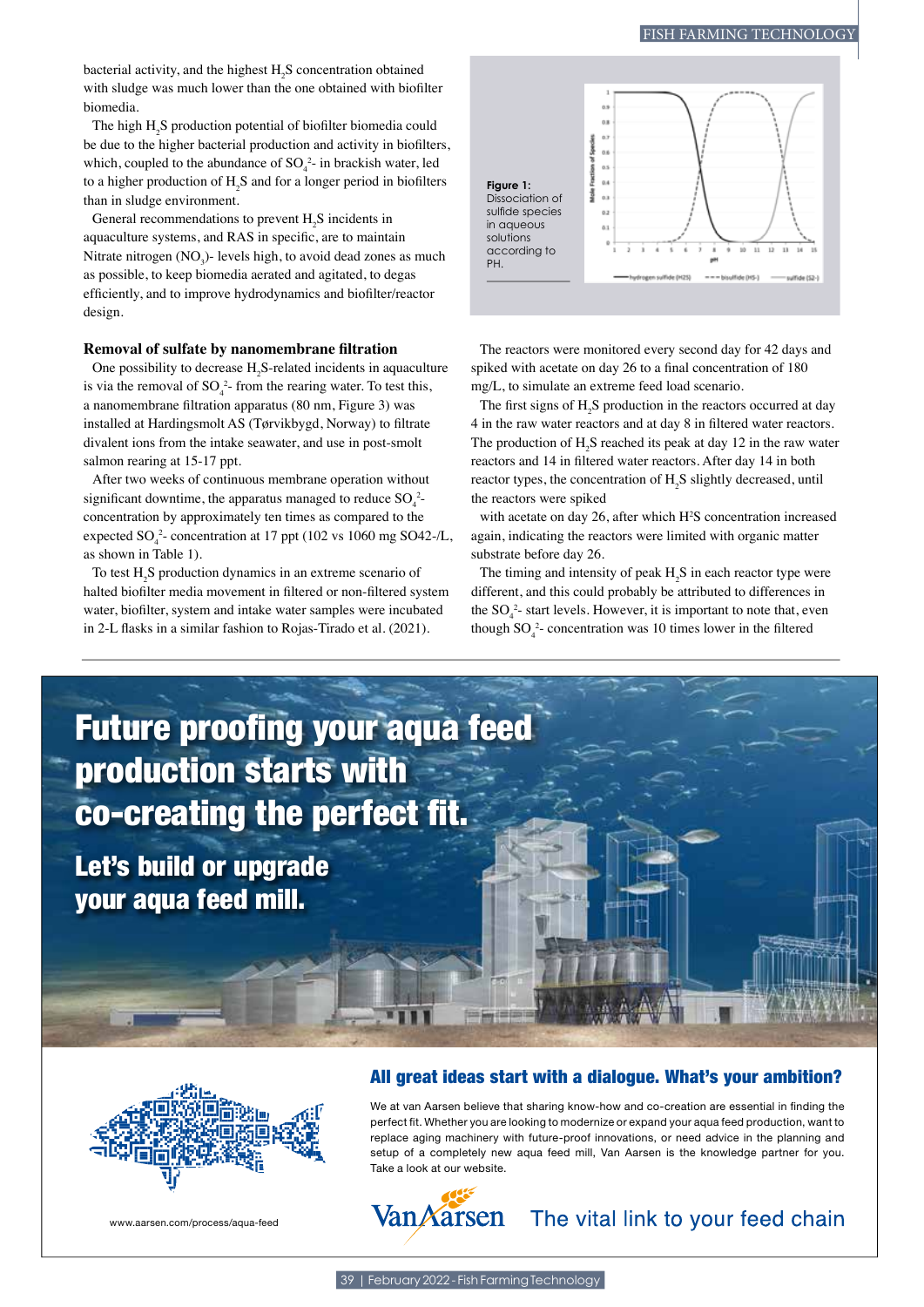bacterial activity, and the highest $H_2S$ concentration obtained with sludge was much lower than the one obtained with biofilter biomedia.

The high $H_2S$ production potential of biofilter biomedia could be due to the higher bacterial production and activity in biofilters, which, coupled to the abundance of $SO_4^{2-}$ in brackish water, led to a higher production of $H_2S$ and for a longer period in biofilters than in sludge environment.

General recommendations to prevent $H_2S$ incidents in aquaculture systems, and RAS in specific, are to maintain Nitrate nitrogen ($NO_3$)- levels high, to avoid dead zones as much as possible, to keep biomedia aerated and agitated, to degas efficiently, and to improve hydrodynamics and biofilter/reactor design.

### Removal of sulfate by nanomembrane filtration

One possibility to decrease $H_2S$-related incidents in aquaculture is via the removal of $SO_4^{2-}$ from the rearing water. To test this, a nanomembrane filtration apparatus (80 nm, Figure 3) was installed at Hardingsmolt AS (Tørvikbygd, Norway) to filtrate divalent ions from the intake seawater, and use in post-smolt salmon rearing at 15-17 ppt.

After two weeks of continuous membrane operation without significant downtime, the apparatus managed to reduce $SO_4^{2-}$ concentration by approximately ten times as compared to the expected $SO_4^{2-}$ concentration at 17 ppt (102 vs 1060 mg SO42-/L, as shown in Table 1).

To test $H_2S$ production dynamics in an extreme scenario of halted biofilter media movement in filtered or non-filtered system water, biofilter, system and intake water samples were incubated in 2-L flasks in a similar fashion to Rojas-Tirado et al. (2021).

**Figure 1:** Dissociation of sulfide species in aqueous solutions according to PH.

The reactors were monitored every second day for 42 days and spiked with acetate on day 26 to a final concentration of 180 mg/L, to simulate an extreme feed load scenario.

The first signs of $H_2S$ production in the reactors occurred at day 4 in the raw water reactors and at day 8 in filtered water reactors. The production of $H_2S$ reached its peak at day 12 in the raw water reactors and 14 in filtered water reactors. After day 14 in both reactor types, the concentration of $H_2S$ slightly decreased, until the reactors were spiked

with acetate on day 26, after which $H^2S$ concentration increased again, indicating the reactors were limited with organic matter substrate before day 26.

The timing and intensity of peak $H_2S$ in each reactor type were different, and this could probably be attributed to differences in the $SO_4^{2-}$ start levels. However, it is important to note that, even though $SO_4^{2-}$ concentration was 10 times lower in the filtered

---

# Future proofing your aqua feed production starts with co-creating the perfect fit.

## Let's build or upgrade your aqua feed mill.

### All great ideas start with a dialogue. What's your ambition?

We at van Aarsen believe that sharing know-how and co-creation are essential in finding the perfect fit. Whether you are looking to modernize or expand your aqua feed production, want to replace aging machinery with future-proof innovations, or need advice in the planning and setup of a completely new aqua feed mill, Van Aarsen is the knowledge partner for you. Take a look at our website.

www.aarsen.com/process/aqua-feed

Van Aarsen — The vital link to your feed chain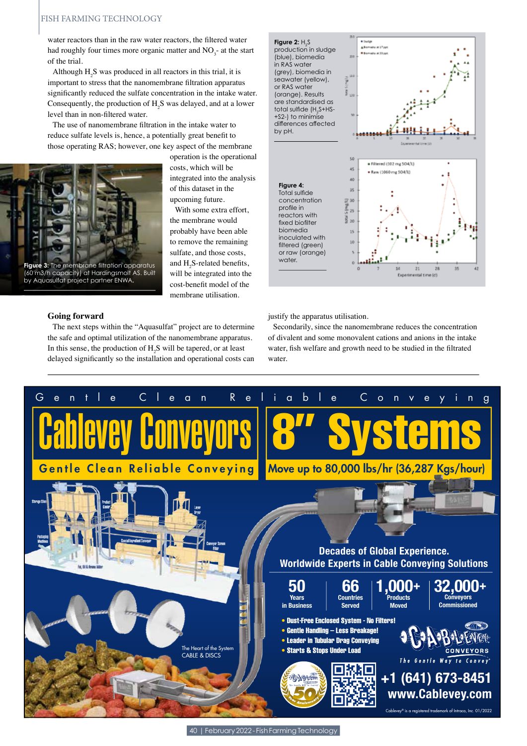water reactors than in the raw water reactors, the filtered water had roughly four times more organic matter and $NO_3$- at the start of the trial.

Although $H_2S$ was produced in all reactors in this trial, it is important to stress that the nanomembrane filtration apparatus significantly reduced the sulfate concentration in the intake water. Consequently, the production of $H_2S$ was delayed, and at a lower level than in non-filtered water.

The use of nanomembrane filtration in the intake water to reduce sulfate levels is, hence, a potentially great benefit to those operating RAS; however, one key aspect of the membrane operation is the operational costs, which will be integrated into the analysis of this dataset in the upcoming future.

With some extra effort, the membrane would probably have been able to remove the remaining sulfate, and those costs, and $H_2S$-related benefits, will be integrated into the cost-benefit model of the membrane utilisation.

**Figure 3:** The membrane filtration apparatus (60 m3/h capacity) at Hardingsmolt AS. Built by Aquasulfat project partner ENWA.

**Figure 2:** $H_2S$ production in sludge (blue), biomedia in RAS water (grey), biomedia in seawater (yellow), or RAS water (orange). Results are standardised as total sulfide ($H_2S$+HS-+S2-) to minimise differences affected by pH.

**Figure 4:** Total sulfide concentration profile in reactors with fixed biofilter biomedia inoculated with filtered (green) or raw (orange) water.

Filtered (102 mg SO4/L)
Raw (1000 mg SO4/L)
total S (mg/L)
Experimental time (d)
0 7 14 21 28 35 42

## Going forward

The next steps within the "Aquasulfat" project are to determine the safe and optimal utilization of the nanomembrane apparatus. In this sense, the production of $H_2S$ will be tapered, or at least delayed significantly so the installation and operational costs can justify the apparatus utilisation.

Secondarily, since the nanomembrane reduces the concentration of divalent and some monovalent cations and anions in the intake water, fish welfare and growth need to be studied in the filtrated water.

---

Gentle Clean Reliable Conveying

**Cablevey Conveyors** **8" Systems**

Gentle Clean Reliable Conveying

Move up to 80,000 lbs/hr (36,287 Kgs/hour)

Decades of Global Experience.
Worldwide Experts in Cable Conveying Solutions

50 Years in Business | 66 Countries Served | 1,000+ Products Moved | 32,000+ Conveyors Commissioned

- Dust-Free Enclosed System - No Filters!
- Gentle Handling – Less Breakage!
- Leader in Tubular Drag Conveying
- Starts & Stops Under Load

The Heart of the System
CABLE & DISCS

CABLEVEY CONVEYORS
The Gentle Way to Convey

+1 (641) 673-8451
www.Cablevey.com

Cablevey® is a registered trademark of Intraco, Inc. 01/2022